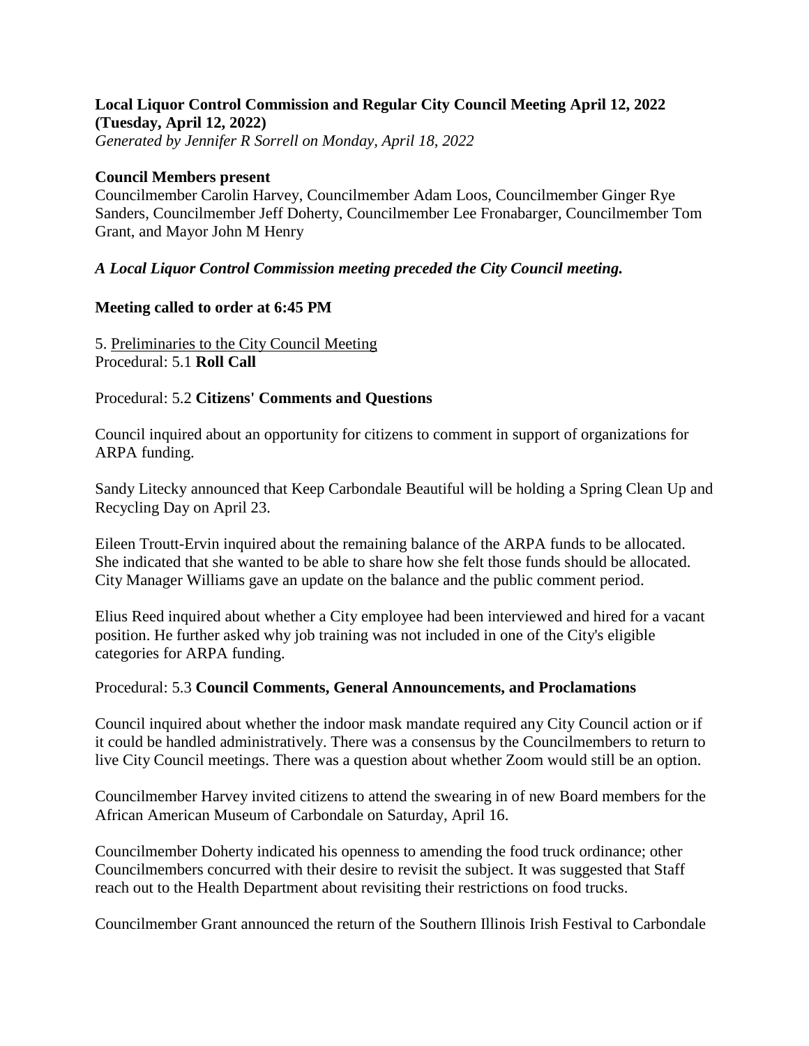**Local Liquor Control Commission and Regular City Council Meeting April 12, 2022 (Tuesday, April 12, 2022)**
*Generated by Jennifer R Sorrell on Monday, April 18, 2022*

**Council Members present**
Councilmember Carolin Harvey, Councilmember Adam Loos, Councilmember Ginger Rye Sanders, Councilmember Jeff Doherty, Councilmember Lee Fronabarger, Councilmember Tom Grant, and Mayor John M Henry

***A Local Liquor Control Commission meeting preceded the City Council meeting.***

**Meeting called to order at 6:45 PM**

5. Preliminaries to the City Council Meeting
Procedural: 5.1 **Roll Call**

Procedural: 5.2 **Citizens' Comments and Questions**

Council inquired about an opportunity for citizens to comment in support of organizations for ARPA funding.

Sandy Litecky announced that Keep Carbondale Beautiful will be holding a Spring Clean Up and Recycling Day on April 23.

Eileen Troutt-Ervin inquired about the remaining balance of the ARPA funds to be allocated. She indicated that she wanted to be able to share how she felt those funds should be allocated. City Manager Williams gave an update on the balance and the public comment period.

Elius Reed inquired about whether a City employee had been interviewed and hired for a vacant position. He further asked why job training was not included in one of the City's eligible categories for ARPA funding.

Procedural: 5.3 **Council Comments, General Announcements, and Proclamations**

Council inquired about whether the indoor mask mandate required any City Council action or if it could be handled administratively. There was a consensus by the Councilmembers to return to live City Council meetings. There was a question about whether Zoom would still be an option.

Councilmember Harvey invited citizens to attend the swearing in of new Board members for the African American Museum of Carbondale on Saturday, April 16.

Councilmember Doherty indicated his openness to amending the food truck ordinance; other Councilmembers concurred with their desire to revisit the subject. It was suggested that Staff reach out to the Health Department about revisiting their restrictions on food trucks.

Councilmember Grant announced the return of the Southern Illinois Irish Festival to Carbondale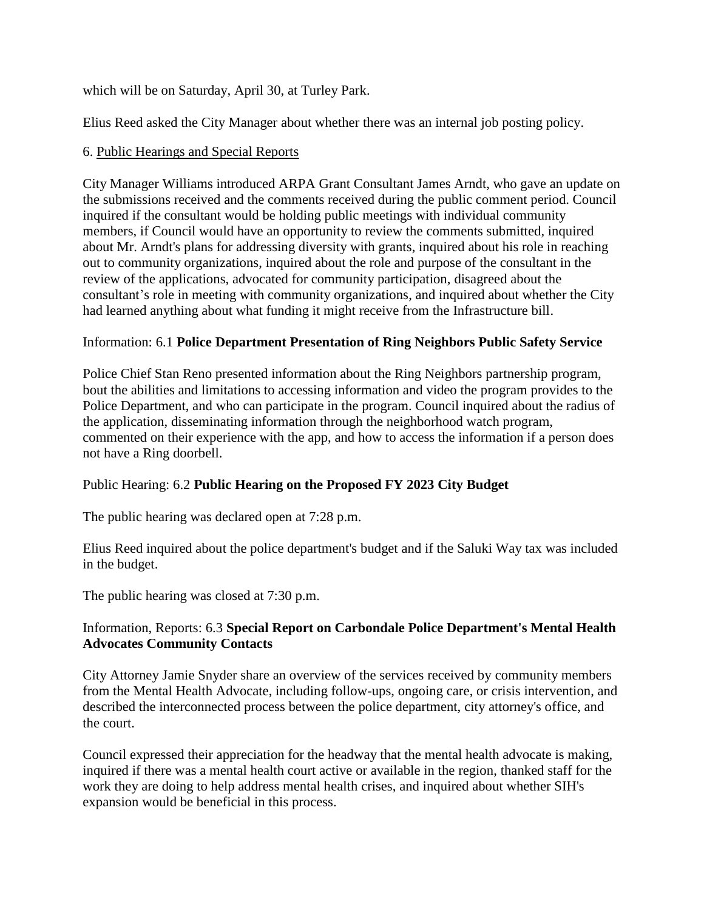which will be on Saturday, April 30, at Turley Park.

Elius Reed asked the City Manager about whether there was an internal job posting policy.

6. Public Hearings and Special Reports

City Manager Williams introduced ARPA Grant Consultant James Arndt, who gave an update on the submissions received and the comments received during the public comment period. Council inquired if the consultant would be holding public meetings with individual community members, if Council would have an opportunity to review the comments submitted, inquired about Mr. Arndt's plans for addressing diversity with grants, inquired about his role in reaching out to community organizations, inquired about the role and purpose of the consultant in the review of the applications, advocated for community participation, disagreed about the consultant's role in meeting with community organizations, and inquired about whether the City had learned anything about what funding it might receive from the Infrastructure bill.

Information: 6.1 **Police Department Presentation of Ring Neighbors Public Safety Service**

Police Chief Stan Reno presented information about the Ring Neighbors partnership program, bout the abilities and limitations to accessing information and video the program provides to the Police Department, and who can participate in the program. Council inquired about the radius of the application, disseminating information through the neighborhood watch program, commented on their experience with the app, and how to access the information if a person does not have a Ring doorbell.

Public Hearing: 6.2 **Public Hearing on the Proposed FY 2023 City Budget**

The public hearing was declared open at 7:28 p.m.

Elius Reed inquired about the police department's budget and if the Saluki Way tax was included in the budget.

The public hearing was closed at 7:30 p.m.

Information, Reports: 6.3 **Special Report on Carbondale Police Department's Mental Health Advocates Community Contacts**

City Attorney Jamie Snyder share an overview of the services received by community members from the Mental Health Advocate, including follow-ups, ongoing care, or crisis intervention, and described the interconnected process between the police department, city attorney's office, and the court.

Council expressed their appreciation for the headway that the mental health advocate is making, inquired if there was a mental health court active or available in the region, thanked staff for the work they are doing to help address mental health crises, and inquired about whether SIH's expansion would be beneficial in this process.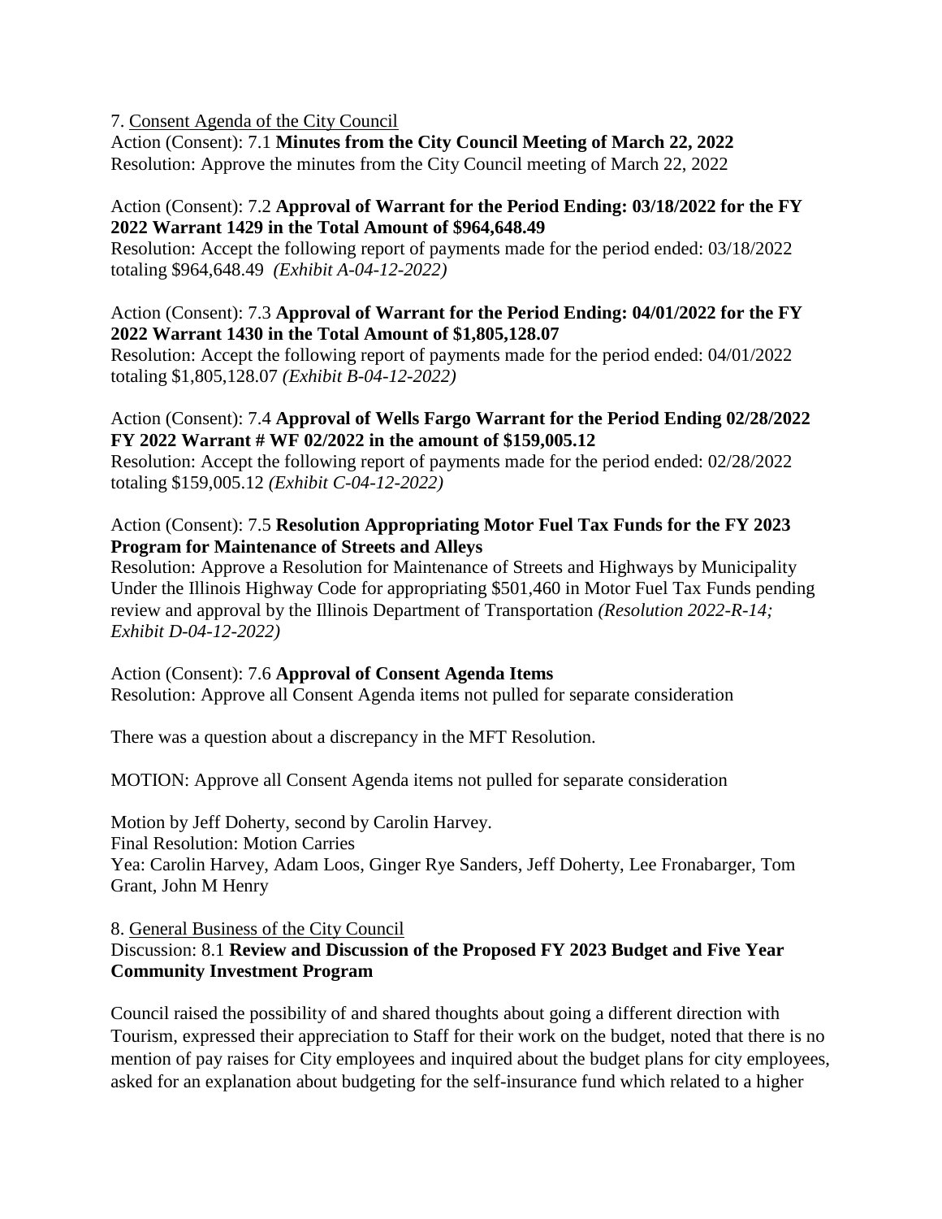7. Consent Agenda of the City Council

Action (Consent): 7.1 **Minutes from the City Council Meeting of March 22, 2022**
Resolution: Approve the minutes from the City Council meeting of March 22, 2022

Action (Consent): 7.2 **Approval of Warrant for the Period Ending: 03/18/2022 for the FY 2022 Warrant 1429 in the Total Amount of $964,648.49**
Resolution: Accept the following report of payments made for the period ended: 03/18/2022 totaling $964,648.49 *(Exhibit A-04-12-2022)*

Action (Consent): 7.3 **Approval of Warrant for the Period Ending: 04/01/2022 for the FY 2022 Warrant 1430 in the Total Amount of $1,805,128.07**
Resolution: Accept the following report of payments made for the period ended: 04/01/2022 totaling $1,805,128.07 *(Exhibit B-04-12-2022)*

Action (Consent): 7.4 **Approval of Wells Fargo Warrant for the Period Ending 02/28/2022 FY 2022 Warrant # WF 02/2022 in the amount of $159,005.12**
Resolution: Accept the following report of payments made for the period ended: 02/28/2022 totaling $159,005.12 *(Exhibit C-04-12-2022)*

Action (Consent): 7.5 **Resolution Appropriating Motor Fuel Tax Funds for the FY 2023 Program for Maintenance of Streets and Alleys**
Resolution: Approve a Resolution for Maintenance of Streets and Highways by Municipality Under the Illinois Highway Code for appropriating $501,460 in Motor Fuel Tax Funds pending review and approval by the Illinois Department of Transportation *(Resolution 2022-R-14; Exhibit D-04-12-2022)*

Action (Consent): 7.6 **Approval of Consent Agenda Items**
Resolution: Approve all Consent Agenda items not pulled for separate consideration

There was a question about a discrepancy in the MFT Resolution.

MOTION: Approve all Consent Agenda items not pulled for separate consideration

Motion by Jeff Doherty, second by Carolin Harvey.
Final Resolution: Motion Carries
Yea: Carolin Harvey, Adam Loos, Ginger Rye Sanders, Jeff Doherty, Lee Fronabarger, Tom Grant, John M Henry

8. General Business of the City Council

Discussion: 8.1 **Review and Discussion of the Proposed FY 2023 Budget and Five Year Community Investment Program**

Council raised the possibility of and shared thoughts about going a different direction with Tourism, expressed their appreciation to Staff for their work on the budget, noted that there is no mention of pay raises for City employees and inquired about the budget plans for city employees, asked for an explanation about budgeting for the self-insurance fund which related to a higher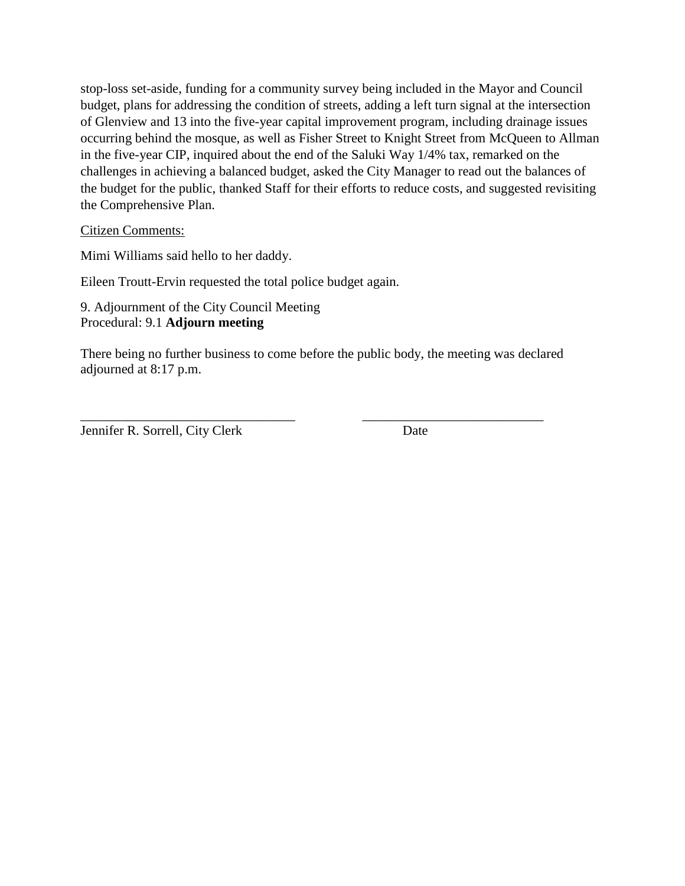stop-loss set-aside, funding for a community survey being included in the Mayor and Council budget, plans for addressing the condition of streets, adding a left turn signal at the intersection of Glenview and 13 into the five-year capital improvement program, including drainage issues occurring behind the mosque, as well as Fisher Street to Knight Street from McQueen to Allman in the five-year CIP, inquired about the end of the Saluki Way 1/4% tax, remarked on the challenges in achieving a balanced budget, asked the City Manager to read out the balances of the budget for the public, thanked Staff for their efforts to reduce costs, and suggested revisiting the Comprehensive Plan.

<u>Citizen Comments:</u>

Mimi Williams said hello to her daddy.

Eileen Troutt-Ervin requested the total police budget again.

9. Adjournment of the City Council Meeting
Procedural: 9.1 **Adjourn meeting**

There being no further business to come before the public body, the meeting was declared adjourned at 8:17 p.m.

_______________________________ ___________________________
Jennifer R. Sorrell, City Clerk Date